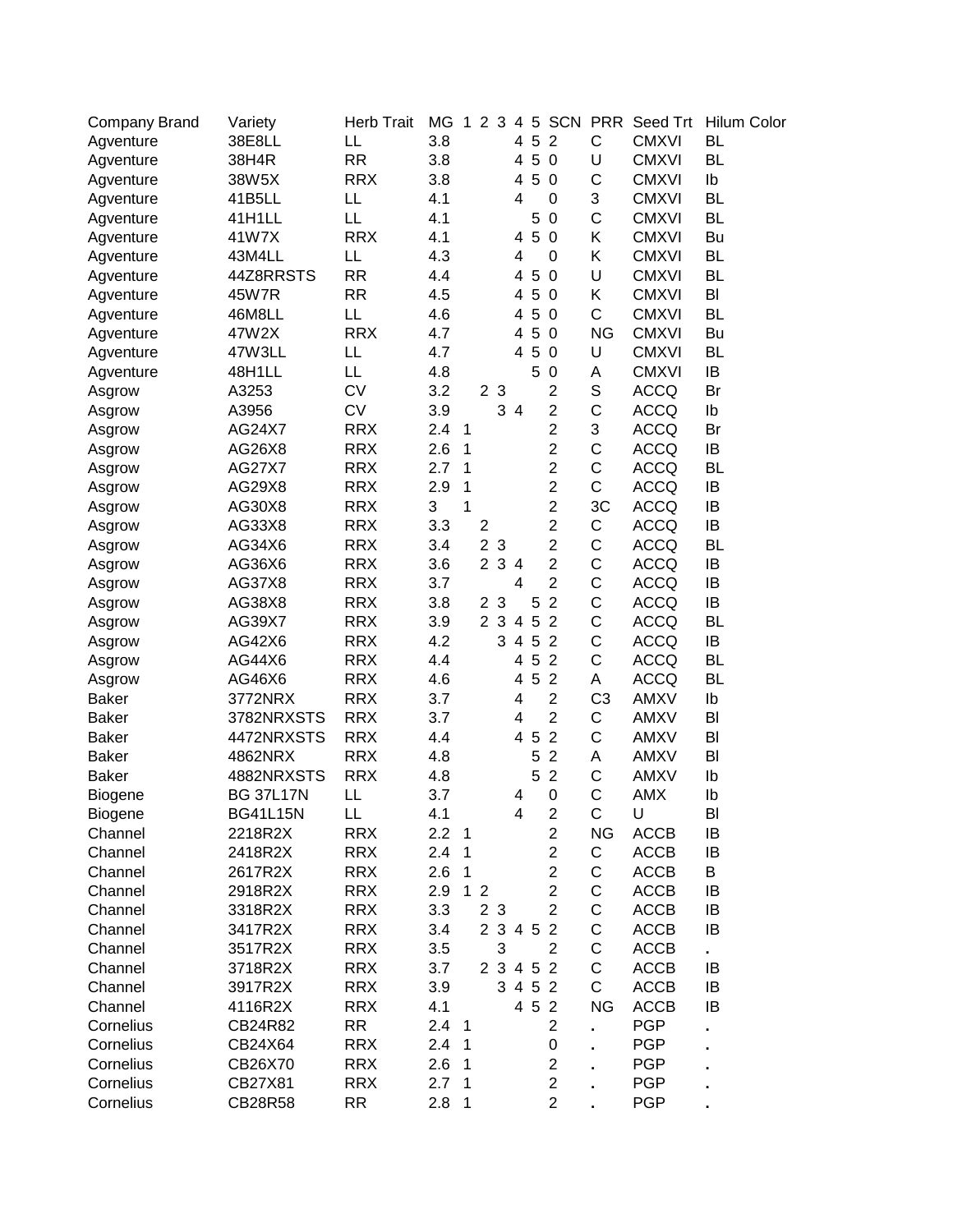| Company Brand | Variety | Herb Trait | MG | 1 | 2 | 3 | 4 | 5 | SCN | PRR | Seed Trt | Hilum Color |
|---|---|---|---|---|---|---|---|---|---|---|---|---|
| Agventure | 38E8LL | LL | 3.8 | | | | 4 | 5 | 2 | C | CMXVI | BL |
| Agventure | 38H4R | RR | 3.8 | | | | 4 | 5 | 0 | U | CMXVI | BL |
| Agventure | 38W5X | RRX | 3.8 | | | | 4 | 5 | 0 | C | CMXVI | Ib |
| Agventure | 41B5LL | LL | 4.1 | | | | 4 | | 0 | 3 | CMXVI | BL |
| Agventure | 41H1LL | LL | 4.1 | | | | | 5 | 0 | C | CMXVI | BL |
| Agventure | 41W7X | RRX | 4.1 | | | | 4 | 5 | 0 | K | CMXVI | Bu |
| Agventure | 43M4LL | LL | 4.3 | | | | 4 | | 0 | K | CMXVI | BL |
| Agventure | 44Z8RRSTS | RR | 4.4 | | | | 4 | 5 | 0 | U | CMXVI | BL |
| Agventure | 45W7R | RR | 4.5 | | | | 4 | 5 | 0 | K | CMXVI | Bl |
| Agventure | 46M8LL | LL | 4.6 | | | | 4 | 5 | 0 | C | CMXVI | BL |
| Agventure | 47W2X | RRX | 4.7 | | | | 4 | 5 | 0 | NG | CMXVI | Bu |
| Agventure | 47W3LL | LL | 4.7 | | | | 4 | 5 | 0 | U | CMXVI | BL |
| Agventure | 48H1LL | LL | 4.8 | | | | | 5 | 0 | A | CMXVI | IB |
| Asgrow | A3253 | CV | 3.2 | | 2 | 3 | | | 2 | S | ACCQ | Br |
| Asgrow | A3956 | CV | 3.9 | | | 3 | 4 | | 2 | C | ACCQ | Ib |
| Asgrow | AG24X7 | RRX | 2.4 | 1 | | | | | 2 | 3 | ACCQ | Br |
| Asgrow | AG26X8 | RRX | 2.6 | 1 | | | | | 2 | C | ACCQ | IB |
| Asgrow | AG27X7 | RRX | 2.7 | 1 | | | | | 2 | C | ACCQ | BL |
| Asgrow | AG29X8 | RRX | 2.9 | 1 | | | | | 2 | C | ACCQ | IB |
| Asgrow | AG30X8 | RRX | 3 | 1 | | | | | 2 | 3C | ACCQ | IB |
| Asgrow | AG33X8 | RRX | 3.3 | | 2 | | | | 2 | C | ACCQ | IB |
| Asgrow | AG34X6 | RRX | 3.4 | | 2 | 3 | | | 2 | C | ACCQ | BL |
| Asgrow | AG36X6 | RRX | 3.6 | | 2 | 3 | 4 | | 2 | C | ACCQ | IB |
| Asgrow | AG37X8 | RRX | 3.7 | | | | 4 | | 2 | C | ACCQ | IB |
| Asgrow | AG38X8 | RRX | 3.8 | | 2 | 3 | | 5 | 2 | C | ACCQ | IB |
| Asgrow | AG39X7 | RRX | 3.9 | | 2 | 3 | 4 | 5 | 2 | C | ACCQ | BL |
| Asgrow | AG42X6 | RRX | 4.2 | | | 3 | 4 | 5 | 2 | C | ACCQ | IB |
| Asgrow | AG44X6 | RRX | 4.4 | | | | 4 | 5 | 2 | C | ACCQ | BL |
| Asgrow | AG46X6 | RRX | 4.6 | | | | 4 | 5 | 2 | A | ACCQ | BL |
| Baker | 3772NRX | RRX | 3.7 | | | | 4 | | 2 | C3 | AMXV | Ib |
| Baker | 3782NRXSTS | RRX | 3.7 | | | | 4 | | 2 | C | AMXV | Bl |
| Baker | 4472NRXSTS | RRX | 4.4 | | | | 4 | 5 | 2 | C | AMXV | Bl |
| Baker | 4862NRX | RRX | 4.8 | | | | | 5 | 2 | A | AMXV | Bl |
| Baker | 4882NRXSTS | RRX | 4.8 | | | | | 5 | 2 | C | AMXV | Ib |
| Biogene | BG 37L17N | LL | 3.7 | | | | 4 | | 0 | C | AMX | Ib |
| Biogene | BG41L15N | LL | 4.1 | | | | 4 | | 2 | C | U | Bl |
| Channel | 2218R2X | RRX | 2.2 | 1 | | | | | 2 | NG | ACCB | IB |
| Channel | 2418R2X | RRX | 2.4 | 1 | | | | | 2 | C | ACCB | IB |
| Channel | 2617R2X | RRX | 2.6 | 1 | | | | | 2 | C | ACCB | B |
| Channel | 2918R2X | RRX | 2.9 | 1 | 2 | | | | 2 | C | ACCB | IB |
| Channel | 3318R2X | RRX | 3.3 | | 2 | 3 | | | 2 | C | ACCB | IB |
| Channel | 3417R2X | RRX | 3.4 | | 2 | 3 | 4 | 5 | 2 | C | ACCB | IB |
| Channel | 3517R2X | RRX | 3.5 | | | 3 | | | 2 | C | ACCB | . |
| Channel | 3718R2X | RRX | 3.7 | | 2 | 3 | 4 | 5 | 2 | C | ACCB | IB |
| Channel | 3917R2X | RRX | 3.9 | | | 3 | 4 | 5 | 2 | C | ACCB | IB |
| Channel | 4116R2X | RRX | 4.1 | | | | 4 | 5 | 2 | NG | ACCB | IB |
| Cornelius | CB24R82 | RR | 2.4 | 1 | | | | | 2 | . | PGP | . |
| Cornelius | CB24X64 | RRX | 2.4 | 1 | | | | | 0 | . | PGP | . |
| Cornelius | CB26X70 | RRX | 2.6 | 1 | | | | | 2 | . | PGP | . |
| Cornelius | CB27X81 | RRX | 2.7 | 1 | | | | | 2 | . | PGP | . |
| Cornelius | CB28R58 | RR | 2.8 | 1 | | | | | 2 | . | PGP | . |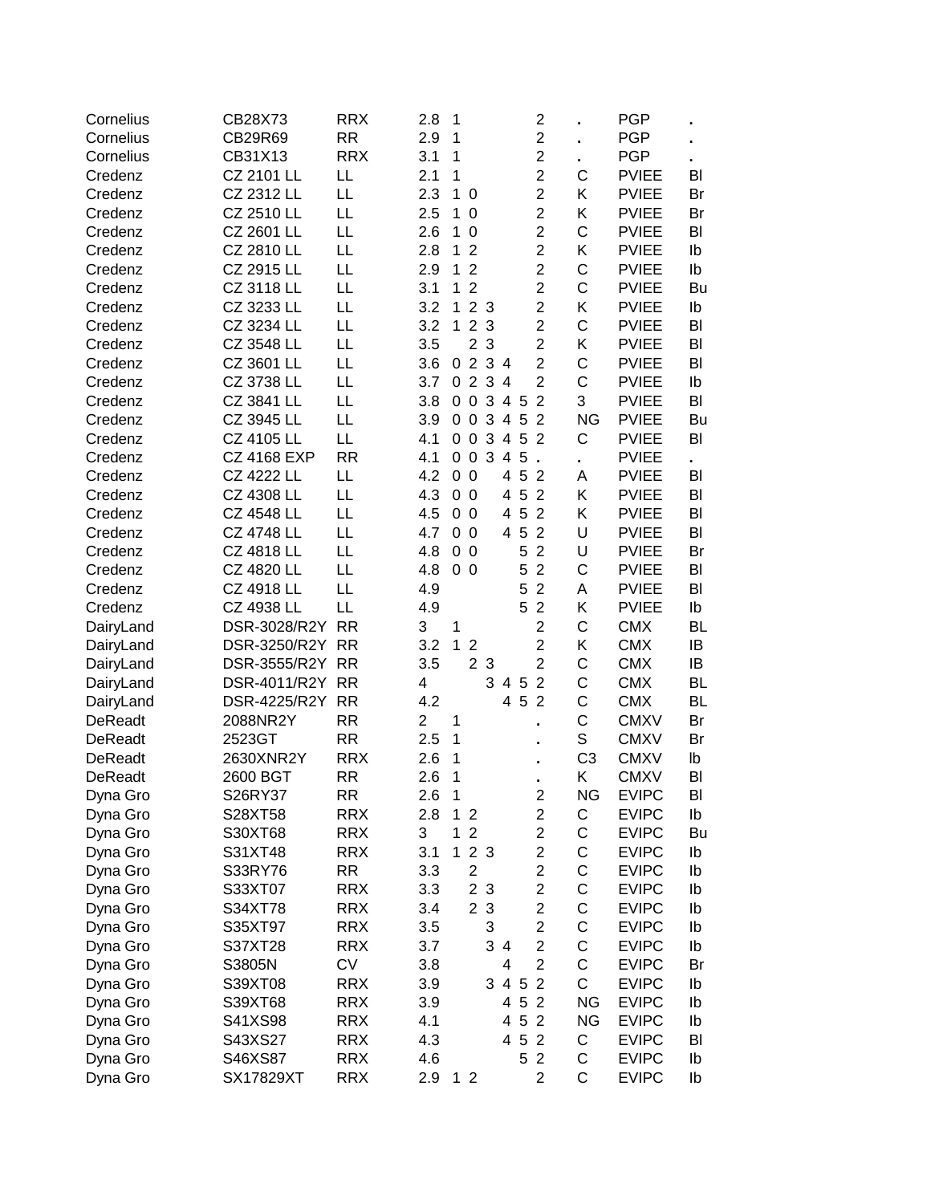| | | | | | | | | | | | | |
|---|---|---|---|---|---|---|---|---|---|---|---|---|
| Cornelius | CB28X73 | RRX | 2.8 | 1 | | | | | 2 | . | PGP | . |
| Cornelius | CB29R69 | RR | 2.9 | 1 | | | | | 2 | . | PGP | . |
| Cornelius | CB31X13 | RRX | 3.1 | 1 | | | | | 2 | . | PGP | . |
| Credenz | CZ 2101 LL | LL | 2.1 | 1 | | | | | 2 | C | PVIEE | Bl |
| Credenz | CZ 2312 LL | LL | 2.3 | 1 | 0 | | | | 2 | K | PVIEE | Br |
| Credenz | CZ 2510 LL | LL | 2.5 | 1 | 0 | | | | 2 | K | PVIEE | Br |
| Credenz | CZ 2601 LL | LL | 2.6 | 1 | 0 | | | | 2 | C | PVIEE | Bl |
| Credenz | CZ 2810 LL | LL | 2.8 | 1 | 2 | | | | 2 | K | PVIEE | Ib |
| Credenz | CZ 2915 LL | LL | 2.9 | 1 | 2 | | | | 2 | C | PVIEE | Ib |
| Credenz | CZ 3118 LL | LL | 3.1 | 1 | 2 | | | | 2 | C | PVIEE | Bu |
| Credenz | CZ 3233 LL | LL | 3.2 | 1 | 2 | 3 | | | 2 | K | PVIEE | Ib |
| Credenz | CZ 3234 LL | LL | 3.2 | 1 | 2 | 3 | | | 2 | C | PVIEE | Bl |
| Credenz | CZ 3548 LL | LL | 3.5 | | 2 | 3 | | | 2 | K | PVIEE | Bl |
| Credenz | CZ 3601 LL | LL | 3.6 | 0 | 2 | 3 | 4 | | 2 | C | PVIEE | Bl |
| Credenz | CZ 3738 LL | LL | 3.7 | 0 | 2 | 3 | 4 | | 2 | C | PVIEE | Ib |
| Credenz | CZ 3841 LL | LL | 3.8 | 0 | 0 | 3 | 4 | 5 | 2 | 3 | PVIEE | Bl |
| Credenz | CZ 3945 LL | LL | 3.9 | 0 | 0 | 3 | 4 | 5 | 2 | NG | PVIEE | Bu |
| Credenz | CZ 4105 LL | LL | 4.1 | 0 | 0 | 3 | 4 | 5 | 2 | C | PVIEE | Bl |
| Credenz | CZ 4168 EXP | RR | 4.1 | 0 | 0 | 3 | 4 | 5 | . | . | PVIEE | . |
| Credenz | CZ 4222 LL | LL | 4.2 | 0 | 0 | | 4 | 5 | 2 | A | PVIEE | Bl |
| Credenz | CZ 4308 LL | LL | 4.3 | 0 | 0 | | 4 | 5 | 2 | K | PVIEE | Bl |
| Credenz | CZ 4548 LL | LL | 4.5 | 0 | 0 | | 4 | 5 | 2 | K | PVIEE | Bl |
| Credenz | CZ 4748 LL | LL | 4.7 | 0 | 0 | | 4 | 5 | 2 | U | PVIEE | Bl |
| Credenz | CZ 4818 LL | LL | 4.8 | 0 | 0 | | | 5 | 2 | U | PVIEE | Br |
| Credenz | CZ 4820 LL | LL | 4.8 | 0 | 0 | | | 5 | 2 | C | PVIEE | Bl |
| Credenz | CZ 4918 LL | LL | 4.9 | | | | | 5 | 2 | A | PVIEE | Bl |
| Credenz | CZ 4938 LL | LL | 4.9 | | | | | 5 | 2 | K | PVIEE | Ib |
| DairyLand | DSR-3028/R2Y | RR | 3 | 1 | | | | | 2 | C | CMX | BL |
| DairyLand | DSR-3250/R2Y | RR | 3.2 | 1 | 2 | | | | 2 | K | CMX | IB |
| DairyLand | DSR-3555/R2Y | RR | 3.5 | | 2 | 3 | | | 2 | C | CMX | IB |
| DairyLand | DSR-4011/R2Y | RR | 4 | | | 3 | 4 | 5 | 2 | C | CMX | BL |
| DairyLand | DSR-4225/R2Y | RR | 4.2 | | | | 4 | 5 | 2 | C | CMX | BL |
| DeReadt | 2088NR2Y | RR | 2 | 1 | | | | | . | C | CMXV | Br |
| DeReadt | 2523GT | RR | 2.5 | 1 | | | | | . | S | CMXV | Br |
| DeReadt | 2630XNR2Y | RRX | 2.6 | 1 | | | | | . | C3 | CMXV | Ib |
| DeReadt | 2600 BGT | RR | 2.6 | 1 | | | | | . | K | CMXV | Bl |
| Dyna Gro | S26RY37 | RR | 2.6 | 1 | | | | | 2 | NG | EVIPC | Bl |
| Dyna Gro | S28XT58 | RRX | 2.8 | 1 | 2 | | | | 2 | C | EVIPC | Ib |
| Dyna Gro | S30XT68 | RRX | 3 | 1 | 2 | | | | 2 | C | EVIPC | Bu |
| Dyna Gro | S31XT48 | RRX | 3.1 | 1 | 2 | 3 | | | 2 | C | EVIPC | Ib |
| Dyna Gro | S33RY76 | RR | 3.3 | | 2 | | | | 2 | C | EVIPC | Ib |
| Dyna Gro | S33XT07 | RRX | 3.3 | | 2 | 3 | | | 2 | C | EVIPC | Ib |
| Dyna Gro | S34XT78 | RRX | 3.4 | | 2 | 3 | | | 2 | C | EVIPC | Ib |
| Dyna Gro | S35XT97 | RRX | 3.5 | | | 3 | | | 2 | C | EVIPC | Ib |
| Dyna Gro | S37XT28 | RRX | 3.7 | | | 3 | 4 | | 2 | C | EVIPC | Ib |
| Dyna Gro | S3805N | CV | 3.8 | | | | 4 | | 2 | C | EVIPC | Br |
| Dyna Gro | S39XT08 | RRX | 3.9 | | | 3 | 4 | 5 | 2 | C | EVIPC | Ib |
| Dyna Gro | S39XT68 | RRX | 3.9 | | | | 4 | 5 | 2 | NG | EVIPC | Ib |
| Dyna Gro | S41XS98 | RRX | 4.1 | | | | 4 | 5 | 2 | NG | EVIPC | Ib |
| Dyna Gro | S43XS27 | RRX | 4.3 | | | | 4 | 5 | 2 | C | EVIPC | Bl |
| Dyna Gro | S46XS87 | RRX | 4.6 | | | | | 5 | 2 | C | EVIPC | Ib |
| Dyna Gro | SX17829XT | RRX | 2.9 | 1 | 2 | | | | 2 | C | EVIPC | Ib |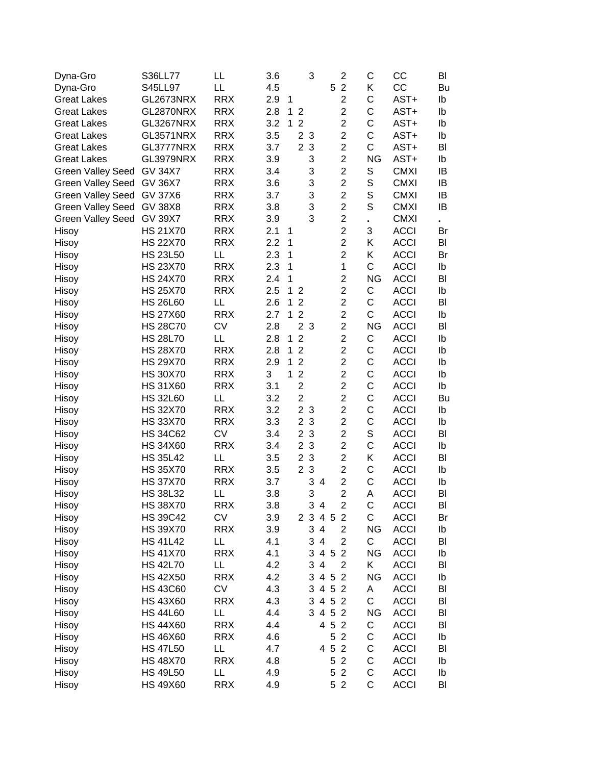| | | | | | | | | | | | | |
|---|---|---|---|---|---|---|---|---|---|---|---|---|
| Dyna-Gro | S36LL77 | LL | 3.6 | | | 3 | | | 2 | C | CC | Bl |
| Dyna-Gro | S45LL97 | LL | 4.5 | | | | | 5 | 2 | K | CC | Bu |
| Great Lakes | GL2673NRX | RRX | 2.9 | 1 | | | | | 2 | C | AST+ | Ib |
| Great Lakes | GL2870NRX | RRX | 2.8 | 1 | 2 | | | | 2 | C | AST+ | Ib |
| Great Lakes | GL3267NRX | RRX | 3.2 | 1 | 2 | | | | 2 | C | AST+ | Ib |
| Great Lakes | GL3571NRX | RRX | 3.5 | | 2 | 3 | | | 2 | C | AST+ | Ib |
| Great Lakes | GL3777NRX | RRX | 3.7 | | 2 | 3 | | | 2 | C | AST+ | Bl |
| Great Lakes | GL3979NRX | RRX | 3.9 | | | 3 | | | 2 | NG | AST+ | Ib |
| Green Valley Seed | GV 34X7 | RRX | 3.4 | | | 3 | | | 2 | S | CMXI | IB |
| Green Valley Seed | GV 36X7 | RRX | 3.6 | | | 3 | | | 2 | S | CMXI | IB |
| Green Valley Seed | GV 37X6 | RRX | 3.7 | | | 3 | | | 2 | S | CMXI | IB |
| Green Valley Seed | GV 38X8 | RRX | 3.8 | | | 3 | | | 2 | S | CMXI | IB |
| Green Valley Seed | GV 39X7 | RRX | 3.9 | | | 3 | | | 2 | . | CMXI | . |
| Hisoy | HS 21X70 | RRX | 2.1 | 1 | | | | | 2 | 3 | ACCI | Br |
| Hisoy | HS 22X70 | RRX | 2.2 | 1 | | | | | 2 | K | ACCI | Bl |
| Hisoy | HS 23L50 | LL | 2.3 | 1 | | | | | 2 | K | ACCI | Br |
| Hisoy | HS 23X70 | RRX | 2.3 | 1 | | | | | 1 | C | ACCI | Ib |
| Hisoy | HS 24X70 | RRX | 2.4 | 1 | | | | | 2 | NG | ACCI | Bl |
| Hisoy | HS 25X70 | RRX | 2.5 | 1 | 2 | | | | 2 | C | ACCI | Ib |
| Hisoy | HS 26L60 | LL | 2.6 | 1 | 2 | | | | 2 | C | ACCI | Bl |
| Hisoy | HS 27X60 | RRX | 2.7 | 1 | 2 | | | | 2 | C | ACCI | Ib |
| Hisoy | HS 28C70 | CV | 2.8 | | 2 | 3 | | | 2 | NG | ACCI | Bl |
| Hisoy | HS 28L70 | LL | 2.8 | 1 | 2 | | | | 2 | C | ACCI | Ib |
| Hisoy | HS 28X70 | RRX | 2.8 | 1 | 2 | | | | 2 | C | ACCI | Ib |
| Hisoy | HS 29X70 | RRX | 2.9 | 1 | 2 | | | | 2 | C | ACCI | Ib |
| Hisoy | HS 30X70 | RRX | 3 | 1 | 2 | | | | 2 | C | ACCI | Ib |
| Hisoy | HS 31X60 | RRX | 3.1 | | 2 | | | | 2 | C | ACCI | Ib |
| Hisoy | HS 32L60 | LL | 3.2 | | 2 | | | | 2 | C | ACCI | Bu |
| Hisoy | HS 32X70 | RRX | 3.2 | | 2 | 3 | | | 2 | C | ACCI | Ib |
| Hisoy | HS 33X70 | RRX | 3.3 | | 2 | 3 | | | 2 | C | ACCI | Ib |
| Hisoy | HS 34C62 | CV | 3.4 | | 2 | 3 | | | 2 | S | ACCI | Bl |
| Hisoy | HS 34X60 | RRX | 3.4 | | 2 | 3 | | | 2 | C | ACCI | Ib |
| Hisoy | HS 35L42 | LL | 3.5 | | 2 | 3 | | | 2 | K | ACCI | Bl |
| Hisoy | HS 35X70 | RRX | 3.5 | | 2 | 3 | | | 2 | C | ACCI | Ib |
| Hisoy | HS 37X70 | RRX | 3.7 | | | 3 | 4 | | 2 | C | ACCI | Ib |
| Hisoy | HS 38L32 | LL | 3.8 | | | 3 | | | 2 | A | ACCI | Bl |
| Hisoy | HS 38X70 | RRX | 3.8 | | | 3 | 4 | | 2 | C | ACCI | Bl |
| Hisoy | HS 39C42 | CV | 3.9 | | 2 | 3 | 4 | 5 | 2 | C | ACCI | Br |
| Hisoy | HS 39X70 | RRX | 3.9 | | | 3 | 4 | | 2 | NG | ACCI | Ib |
| Hisoy | HS 41L42 | LL | 4.1 | | | 3 | 4 | | 2 | C | ACCI | Bl |
| Hisoy | HS 41X70 | RRX | 4.1 | | | 3 | 4 | 5 | 2 | NG | ACCI | Ib |
| Hisoy | HS 42L70 | LL | 4.2 | | | 3 | 4 | | 2 | K | ACCI | Bl |
| Hisoy | HS 42X50 | RRX | 4.2 | | | 3 | 4 | 5 | 2 | NG | ACCI | Ib |
| Hisoy | HS 43C60 | CV | 4.3 | | | 3 | 4 | 5 | 2 | A | ACCI | Bl |
| Hisoy | HS 43X60 | RRX | 4.3 | | | 3 | 4 | 5 | 2 | C | ACCI | Bl |
| Hisoy | HS 44L60 | LL | 4.4 | | | 3 | 4 | 5 | 2 | NG | ACCI | Bl |
| Hisoy | HS 44X60 | RRX | 4.4 | | | | 4 | 5 | 2 | C | ACCI | Bl |
| Hisoy | HS 46X60 | RRX | 4.6 | | | | | 5 | 2 | C | ACCI | Ib |
| Hisoy | HS 47L50 | LL | 4.7 | | | | 4 | 5 | 2 | C | ACCI | Bl |
| Hisoy | HS 48X70 | RRX | 4.8 | | | | | 5 | 2 | C | ACCI | Ib |
| Hisoy | HS 49L50 | LL | 4.9 | | | | | 5 | 2 | C | ACCI | Ib |
| Hisoy | HS 49X60 | RRX | 4.9 | | | | | 5 | 2 | C | ACCI | Bl |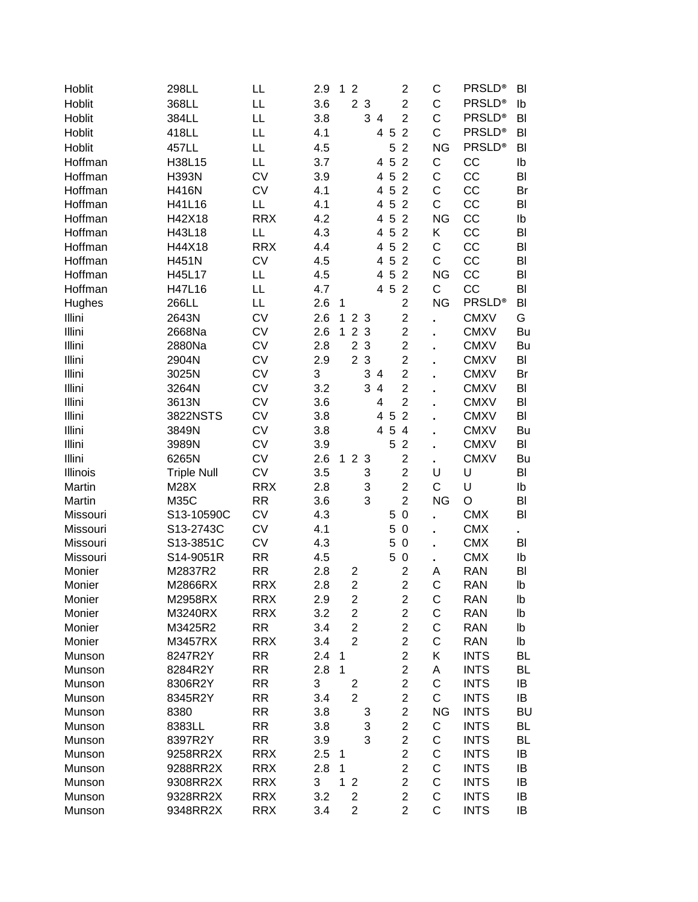| | | | | | | | | | | | | |
|---|---|---|---|---|---|---|---|---|---|---|---|---|
| Hoblit | 298LL | LL | 2.9 | 1 | 2 | | | | 2 | C | PRSLD® | Bl |
| Hoblit | 368LL | LL | 3.6 | | 2 | 3 | | | 2 | C | PRSLD® | Ib |
| Hoblit | 384LL | LL | 3.8 | | | 3 | 4 | | 2 | C | PRSLD® | Bl |
| Hoblit | 418LL | LL | 4.1 | | | | 4 | 5 | 2 | C | PRSLD® | Bl |
| Hoblit | 457LL | LL | 4.5 | | | | | 5 | 2 | NG | PRSLD® | Bl |
| Hoffman | H38L15 | LL | 3.7 | | | | 4 | 5 | 2 | C | CC | Ib |
| Hoffman | H393N | CV | 3.9 | | | | 4 | 5 | 2 | C | CC | Bl |
| Hoffman | H416N | CV | 4.1 | | | | 4 | 5 | 2 | C | CC | Br |
| Hoffman | H41L16 | LL | 4.1 | | | | 4 | 5 | 2 | C | CC | Bl |
| Hoffman | H42X18 | RRX | 4.2 | | | | 4 | 5 | 2 | NG | CC | Ib |
| Hoffman | H43L18 | LL | 4.3 | | | | 4 | 5 | 2 | K | CC | Bl |
| Hoffman | H44X18 | RRX | 4.4 | | | | 4 | 5 | 2 | C | CC | Bl |
| Hoffman | H451N | CV | 4.5 | | | | 4 | 5 | 2 | C | CC | Bl |
| Hoffman | H45L17 | LL | 4.5 | | | | 4 | 5 | 2 | NG | CC | Bl |
| Hoffman | H47L16 | LL | 4.7 | | | | 4 | 5 | 2 | C | CC | Bl |
| Hughes | 266LL | LL | 2.6 | 1 | | | | | 2 | NG | PRSLD® | Bl |
| Illini | 2643N | CV | 2.6 | 1 | 2 | 3 | | | 2 | . | CMXV | G |
| Illini | 2668Na | CV | 2.6 | 1 | 2 | 3 | | | 2 | . | CMXV | Bu |
| Illini | 2880Na | CV | 2.8 | | 2 | 3 | | | 2 | . | CMXV | Bu |
| Illini | 2904N | CV | 2.9 | | 2 | 3 | | | 2 | . | CMXV | Bl |
| Illini | 3025N | CV | 3 | | | 3 | 4 | | 2 | . | CMXV | Br |
| Illini | 3264N | CV | 3.2 | | | 3 | 4 | | 2 | . | CMXV | Bl |
| Illini | 3613N | CV | 3.6 | | | | 4 | | 2 | . | CMXV | Bl |
| Illini | 3822NSTS | CV | 3.8 | | | | 4 | 5 | 2 | . | CMXV | Bl |
| Illini | 3849N | CV | 3.8 | | | | 4 | 5 | 4 | . | CMXV | Bu |
| Illini | 3989N | CV | 3.9 | | | | | 5 | 2 | . | CMXV | Bl |
| Illini | 6265N | CV | 2.6 | 1 | 2 | 3 | | | 2 | . | CMXV | Bu |
| Illinois | Triple Null | CV | 3.5 | | | 3 | | | 2 | U | U | Bl |
| Martin | M28X | RRX | 2.8 | | | 3 | | | 2 | C | U | Ib |
| Martin | M35C | RR | 3.6 | | | 3 | | | 2 | NG | O | Bl |
| Missouri | S13-10590C | CV | 4.3 | | | | | 5 | 0 | . | CMX | Bl |
| Missouri | S13-2743C | CV | 4.1 | | | | | 5 | 0 | . | CMX | . |
| Missouri | S13-3851C | CV | 4.3 | | | | | 5 | 0 | . | CMX | Bl |
| Missouri | S14-9051R | RR | 4.5 | | | | | 5 | 0 | . | CMX | Ib |
| Monier | M2837R2 | RR | 2.8 | | 2 | | | | 2 | A | RAN | Bl |
| Monier | M2866RX | RRX | 2.8 | | 2 | | | | 2 | C | RAN | lb |
| Monier | M2958RX | RRX | 2.9 | | 2 | | | | 2 | C | RAN | lb |
| Monier | M3240RX | RRX | 3.2 | | 2 | | | | 2 | C | RAN | lb |
| Monier | M3425R2 | RR | 3.4 | | 2 | | | | 2 | C | RAN | lb |
| Monier | M3457RX | RRX | 3.4 | | 2 | | | | 2 | C | RAN | lb |
| Munson | 8247R2Y | RR | 2.4 | 1 | | | | | 2 | K | INTS | BL |
| Munson | 8284R2Y | RR | 2.8 | 1 | | | | | 2 | A | INTS | BL |
| Munson | 8306R2Y | RR | 3 | | 2 | | | | 2 | C | INTS | IB |
| Munson | 8345R2Y | RR | 3.4 | | 2 | | | | 2 | C | INTS | IB |
| Munson | 8380 | RR | 3.8 | | | 3 | | | 2 | NG | INTS | BU |
| Munson | 8383LL | RR | 3.8 | | | 3 | | | 2 | C | INTS | BL |
| Munson | 8397R2Y | RR | 3.9 | | | 3 | | | 2 | C | INTS | BL |
| Munson | 9258RR2X | RRX | 2.5 | 1 | | | | | 2 | C | INTS | IB |
| Munson | 9288RR2X | RRX | 2.8 | 1 | | | | | 2 | C | INTS | IB |
| Munson | 9308RR2X | RRX | 3 | 1 | 2 | | | | 2 | C | INTS | IB |
| Munson | 9328RR2X | RRX | 3.2 | | 2 | | | | 2 | C | INTS | IB |
| Munson | 9348RR2X | RRX | 3.4 | | 2 | | | | 2 | C | INTS | IB |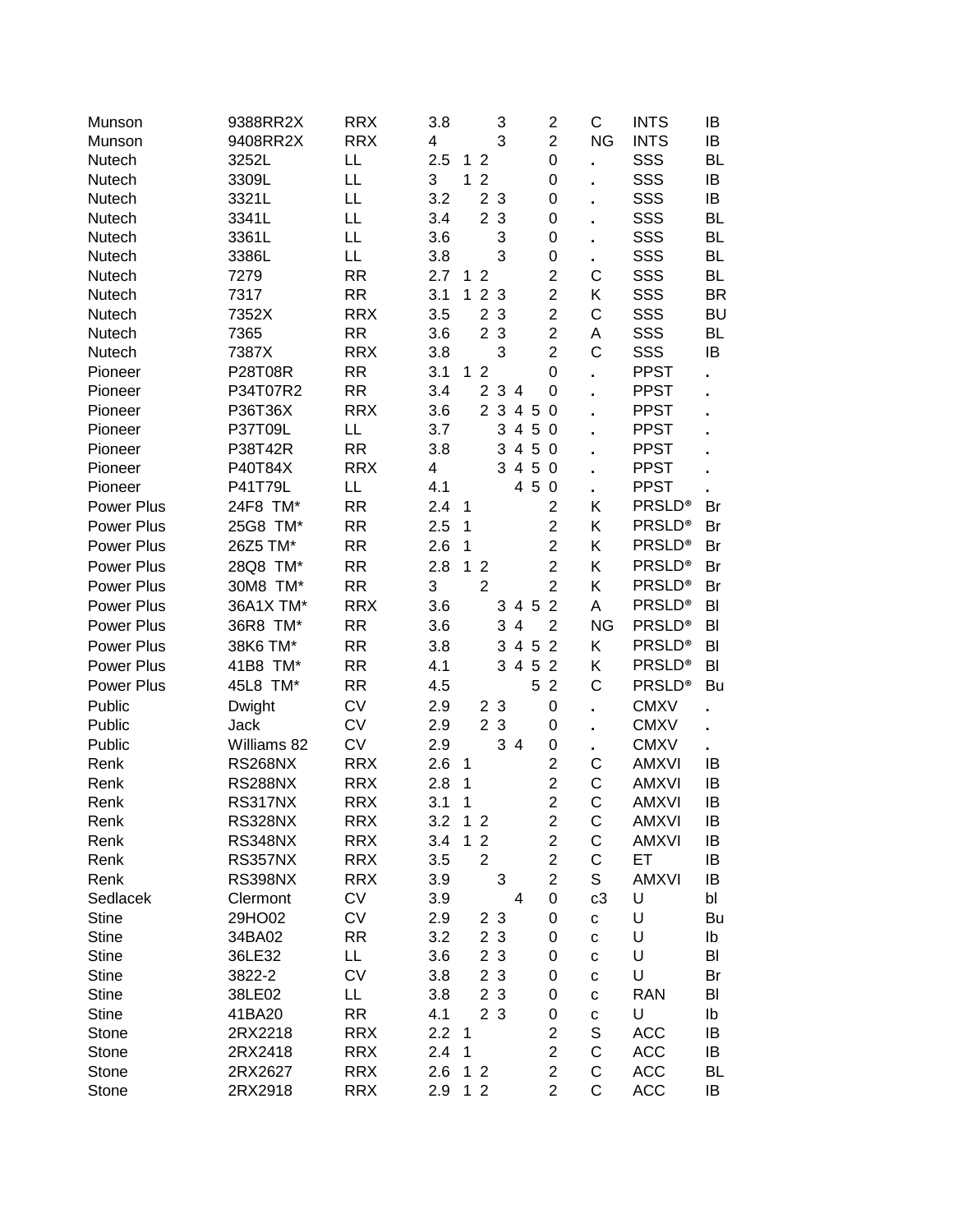| | | | | | | | | | | | | |
|---|---|---|---|---|---|---|---|---|---|---|---|---|
| Munson | 9388RR2X | RRX | 3.8 | | | 3 | | | 2 | C | INTS | IB |
| Munson | 9408RR2X | RRX | 4 | | | 3 | | | 2 | NG | INTS | IB |
| Nutech | 3252L | LL | 2.5 | 1 | 2 | | | | 0 | . | SSS | BL |
| Nutech | 3309L | LL | 3 | 1 | 2 | | | | 0 | . | SSS | IB |
| Nutech | 3321L | LL | 3.2 | | 2 | 3 | | | 0 | . | SSS | IB |
| Nutech | 3341L | LL | 3.4 | | 2 | 3 | | | 0 | . | SSS | BL |
| Nutech | 3361L | LL | 3.6 | | | 3 | | | 0 | . | SSS | BL |
| Nutech | 3386L | LL | 3.8 | | | 3 | | | 0 | . | SSS | BL |
| Nutech | 7279 | RR | 2.7 | 1 | 2 | | | | 2 | C | SSS | BL |
| Nutech | 7317 | RR | 3.1 | 1 | 2 | 3 | | | 2 | K | SSS | BR |
| Nutech | 7352X | RRX | 3.5 | | 2 | 3 | | | 2 | C | SSS | BU |
| Nutech | 7365 | RR | 3.6 | | 2 | 3 | | | 2 | A | SSS | BL |
| Nutech | 7387X | RRX | 3.8 | | | 3 | | | 2 | C | SSS | IB |
| Pioneer | P28T08R | RR | 3.1 | 1 | 2 | | | | 0 | . | PPST | . |
| Pioneer | P34T07R2 | RR | 3.4 | | 2 | 3 | 4 | | 0 | . | PPST | . |
| Pioneer | P36T36X | RRX | 3.6 | | 2 | 3 | 4 | 5 | 0 | . | PPST | . |
| Pioneer | P37T09L | LL | 3.7 | | | 3 | 4 | 5 | 0 | . | PPST | . |
| Pioneer | P38T42R | RR | 3.8 | | | 3 | 4 | 5 | 0 | . | PPST | . |
| Pioneer | P40T84X | RRX | 4 | | | 3 | 4 | 5 | 0 | . | PPST | . |
| Pioneer | P41T79L | LL | 4.1 | | | | 4 | 5 | 0 | . | PPST | . |
| Power Plus | 24F8 TM* | RR | 2.4 | 1 | | | | | 2 | K | PRSLD® | Br |
| Power Plus | 25G8 TM* | RR | 2.5 | 1 | | | | | 2 | K | PRSLD® | Br |
| Power Plus | 26Z5 TM* | RR | 2.6 | 1 | | | | | 2 | K | PRSLD® | Br |
| Power Plus | 28Q8 TM* | RR | 2.8 | 1 | 2 | | | | 2 | K | PRSLD® | Br |
| Power Plus | 30M8 TM* | RR | 3 | | 2 | | | | 2 | K | PRSLD® | Br |
| Power Plus | 36A1X TM* | RRX | 3.6 | | | 3 | 4 | 5 | 2 | A | PRSLD® | Bl |
| Power Plus | 36R8 TM* | RR | 3.6 | | | 3 | 4 | | 2 | NG | PRSLD® | Bl |
| Power Plus | 38K6 TM* | RR | 3.8 | | | 3 | 4 | 5 | 2 | K | PRSLD® | Bl |
| Power Plus | 41B8 TM* | RR | 4.1 | | | 3 | 4 | 5 | 2 | K | PRSLD® | Bl |
| Power Plus | 45L8 TM* | RR | 4.5 | | | | | 5 | 2 | C | PRSLD® | Bu |
| Public | Dwight | CV | 2.9 | | 2 | 3 | | | 0 | . | CMXV | . |
| Public | Jack | CV | 2.9 | | 2 | 3 | | | 0 | . | CMXV | . |
| Public | Williams 82 | CV | 2.9 | | | 3 | 4 | | 0 | . | CMXV | . |
| Renk | RS268NX | RRX | 2.6 | 1 | | | | | 2 | C | AMXVI | IB |
| Renk | RS288NX | RRX | 2.8 | 1 | | | | | 2 | C | AMXVI | IB |
| Renk | RS317NX | RRX | 3.1 | 1 | | | | | 2 | C | AMXVI | IB |
| Renk | RS328NX | RRX | 3.2 | 1 | 2 | | | | 2 | C | AMXVI | IB |
| Renk | RS348NX | RRX | 3.4 | 1 | 2 | | | | 2 | C | AMXVI | IB |
| Renk | RS357NX | RRX | 3.5 | | 2 | | | | 2 | C | ET | IB |
| Renk | RS398NX | RRX | 3.9 | | | 3 | | | 2 | S | AMXVI | IB |
| Sedlacek | Clermont | CV | 3.9 | | | | 4 | | 0 | c3 | U | bl |
| Stine | 29HO02 | CV | 2.9 | | 2 | 3 | | | 0 | c | U | Bu |
| Stine | 34BA02 | RR | 3.2 | | 2 | 3 | | | 0 | c | U | Ib |
| Stine | 36LE32 | LL | 3.6 | | 2 | 3 | | | 0 | c | U | Bl |
| Stine | 3822-2 | CV | 3.8 | | 2 | 3 | | | 0 | c | U | Br |
| Stine | 38LE02 | LL | 3.8 | | 2 | 3 | | | 0 | c | RAN | Bl |
| Stine | 41BA20 | RR | 4.1 | | 2 | 3 | | | 0 | c | U | Ib |
| Stone | 2RX2218 | RRX | 2.2 | 1 | | | | | 2 | S | ACC | IB |
| Stone | 2RX2418 | RRX | 2.4 | 1 | | | | | 2 | C | ACC | IB |
| Stone | 2RX2627 | RRX | 2.6 | 1 | 2 | | | | 2 | C | ACC | BL |
| Stone | 2RX2918 | RRX | 2.9 | 1 | 2 | | | | 2 | C | ACC | IB |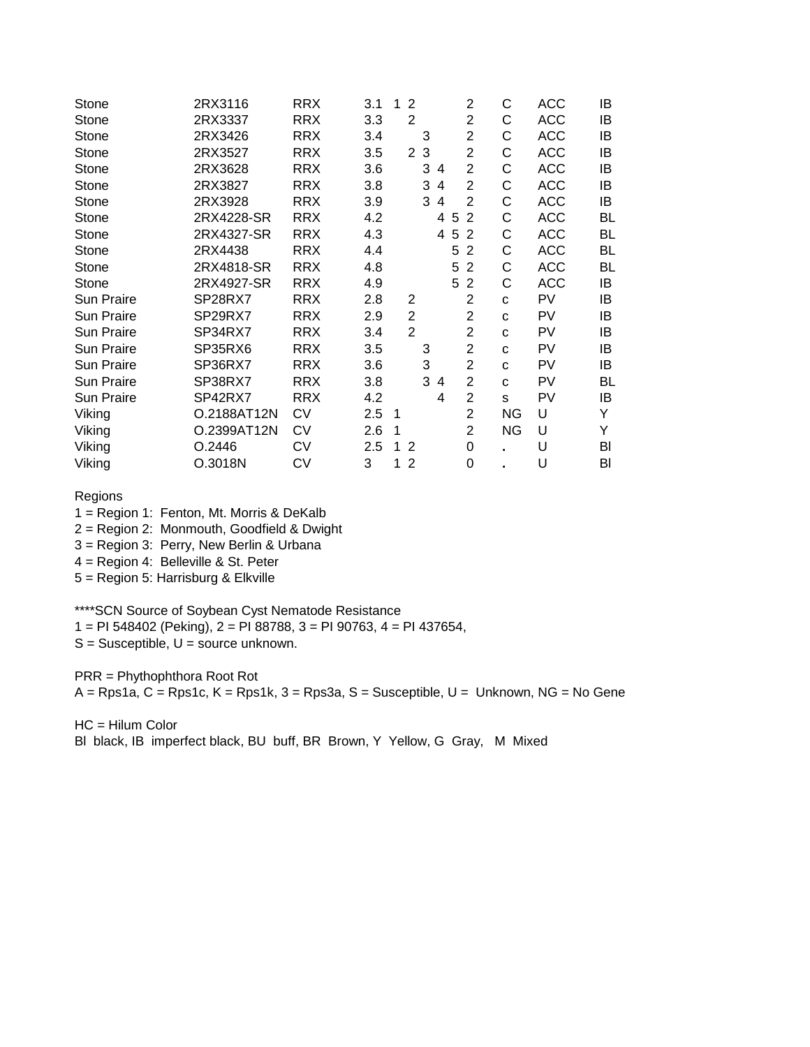| | | | | | | | | | | | | |
|---|---|---|---|---|---|---|---|---|---|---|---|---|
| Stone | 2RX3116 | RRX | 3.1 | 1 | 2 | | | | 2 | C | ACC | IB |
| Stone | 2RX3337 | RRX | 3.3 | | 2 | | | | 2 | C | ACC | IB |
| Stone | 2RX3426 | RRX | 3.4 | | | 3 | | | 2 | C | ACC | IB |
| Stone | 2RX3527 | RRX | 3.5 | | 2 | 3 | | | 2 | C | ACC | IB |
| Stone | 2RX3628 | RRX | 3.6 | | | 3 | 4 | | 2 | C | ACC | IB |
| Stone | 2RX3827 | RRX | 3.8 | | | 3 | 4 | | 2 | C | ACC | IB |
| Stone | 2RX3928 | RRX | 3.9 | | | 3 | 4 | | 2 | C | ACC | IB |
| Stone | 2RX4228-SR | RRX | 4.2 | | | | 4 | 5 | 2 | C | ACC | BL |
| Stone | 2RX4327-SR | RRX | 4.3 | | | | 4 | 5 | 2 | C | ACC | BL |
| Stone | 2RX4438 | RRX | 4.4 | | | | | 5 | 2 | C | ACC | BL |
| Stone | 2RX4818-SR | RRX | 4.8 | | | | | 5 | 2 | C | ACC | BL |
| Stone | 2RX4927-SR | RRX | 4.9 | | | | | 5 | 2 | C | ACC | IB |
| Sun Praire | SP28RX7 | RRX | 2.8 | | 2 | | | | 2 | c | PV | IB |
| Sun Praire | SP29RX7 | RRX | 2.9 | | 2 | | | | 2 | c | PV | IB |
| Sun Praire | SP34RX7 | RRX | 3.4 | | 2 | | | | 2 | c | PV | IB |
| Sun Praire | SP35RX6 | RRX | 3.5 | | | 3 | | | 2 | c | PV | IB |
| Sun Praire | SP36RX7 | RRX | 3.6 | | | 3 | | | 2 | c | PV | IB |
| Sun Praire | SP38RX7 | RRX | 3.8 | | | 3 | 4 | | 2 | c | PV | BL |
| Sun Praire | SP42RX7 | RRX | 4.2 | | | | 4 | | 2 | s | PV | IB |
| Viking | O.2188AT12N | CV | 2.5 | 1 | | | | | 2 | NG | U | Y |
| Viking | O.2399AT12N | CV | 2.6 | 1 | | | | | 2 | NG | U | Y |
| Viking | O.2446 | CV | 2.5 | 1 | 2 | | | | 0 | . | U | Bl |
| Viking | O.3018N | CV | 3 | 1 | 2 | | | | 0 | . | U | Bl |

Regions
1 = Region 1: Fenton, Mt. Morris & DeKalb
2 = Region 2: Monmouth, Goodfield & Dwight
3 = Region 3: Perry, New Berlin & Urbana
4 = Region 4: Belleville & St. Peter
5 = Region 5: Harrisburg & Elkville

****SCN Source of Soybean Cyst Nematode Resistance
1 = PI 548402 (Peking), 2 = PI 88788, 3 = PI 90763, 4 = PI 437654,
S = Susceptible, U = source unknown.

PRR = Phythophthora Root Rot
A = Rps1a, C = Rps1c, K = Rps1k, 3 = Rps3a, S = Susceptible, U = Unknown, NG = No Gene

HC = Hilum Color
Bl black, IB imperfect black, BU buff, BR Brown, Y Yellow, G Gray, M Mixed